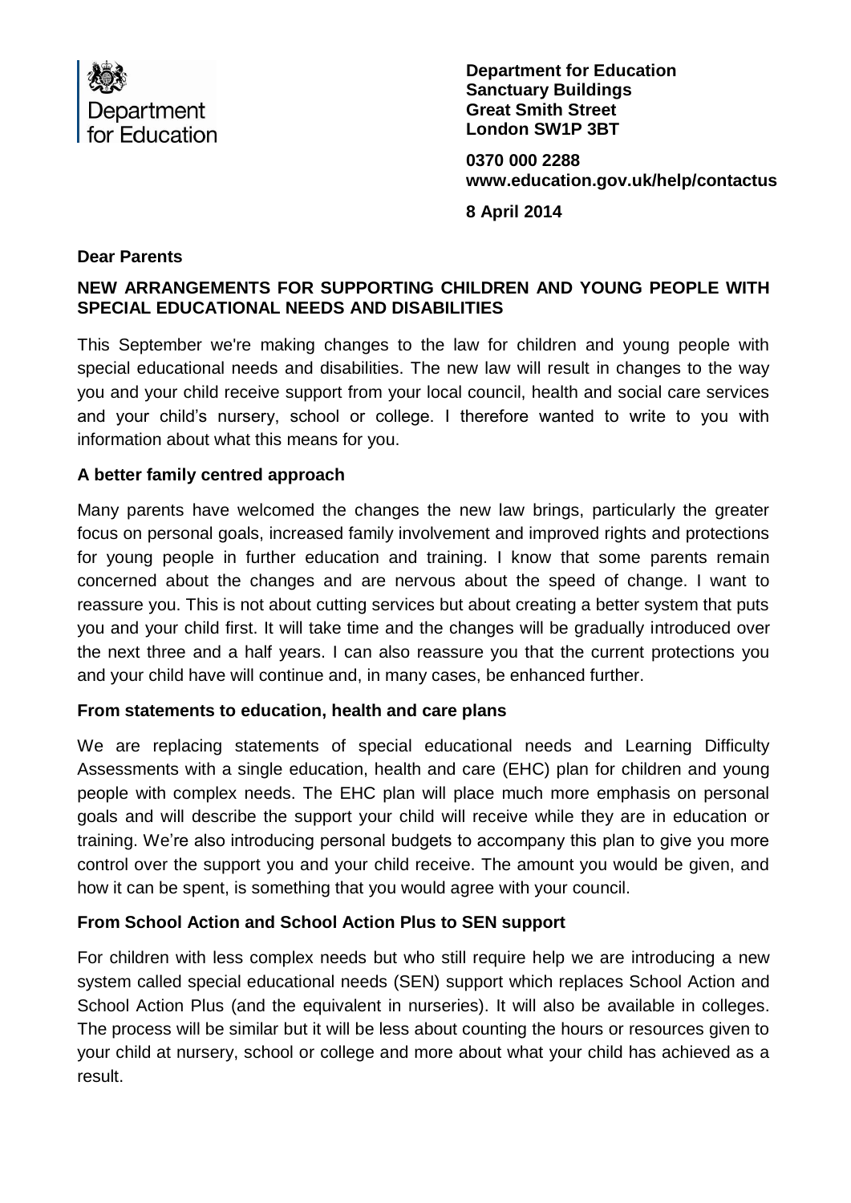Department for Education

**Department for Education**
**Sanctuary Buildings**
**Great Smith Street**
**London SW1P 3BT**

**0370 000 2288**
**www.education.gov.uk/help/contactus**

**8 April 2014**

**Dear Parents**

**NEW ARRANGEMENTS FOR SUPPORTING CHILDREN AND YOUNG PEOPLE WITH SPECIAL EDUCATIONAL NEEDS AND DISABILITIES**

This September we're making changes to the law for children and young people with special educational needs and disabilities. The new law will result in changes to the way you and your child receive support from your local council, health and social care services and your child's nursery, school or college. I therefore wanted to write to you with information about what this means for you.

**A better family centred approach**

Many parents have welcomed the changes the new law brings, particularly the greater focus on personal goals, increased family involvement and improved rights and protections for young people in further education and training. I know that some parents remain concerned about the changes and are nervous about the speed of change. I want to reassure you. This is not about cutting services but about creating a better system that puts you and your child first. It will take time and the changes will be gradually introduced over the next three and a half years. I can also reassure you that the current protections you and your child have will continue and, in many cases, be enhanced further.

**From statements to education, health and care plans**

We are replacing statements of special educational needs and Learning Difficulty Assessments with a single education, health and care (EHC) plan for children and young people with complex needs. The EHC plan will place much more emphasis on personal goals and will describe the support your child will receive while they are in education or training. We're also introducing personal budgets to accompany this plan to give you more control over the support you and your child receive. The amount you would be given, and how it can be spent, is something that you would agree with your council.

**From School Action and School Action Plus to SEN support**

For children with less complex needs but who still require help we are introducing a new system called special educational needs (SEN) support which replaces School Action and School Action Plus (and the equivalent in nurseries). It will also be available in colleges. The process will be similar but it will be less about counting the hours or resources given to your child at nursery, school or college and more about what your child has achieved as a result.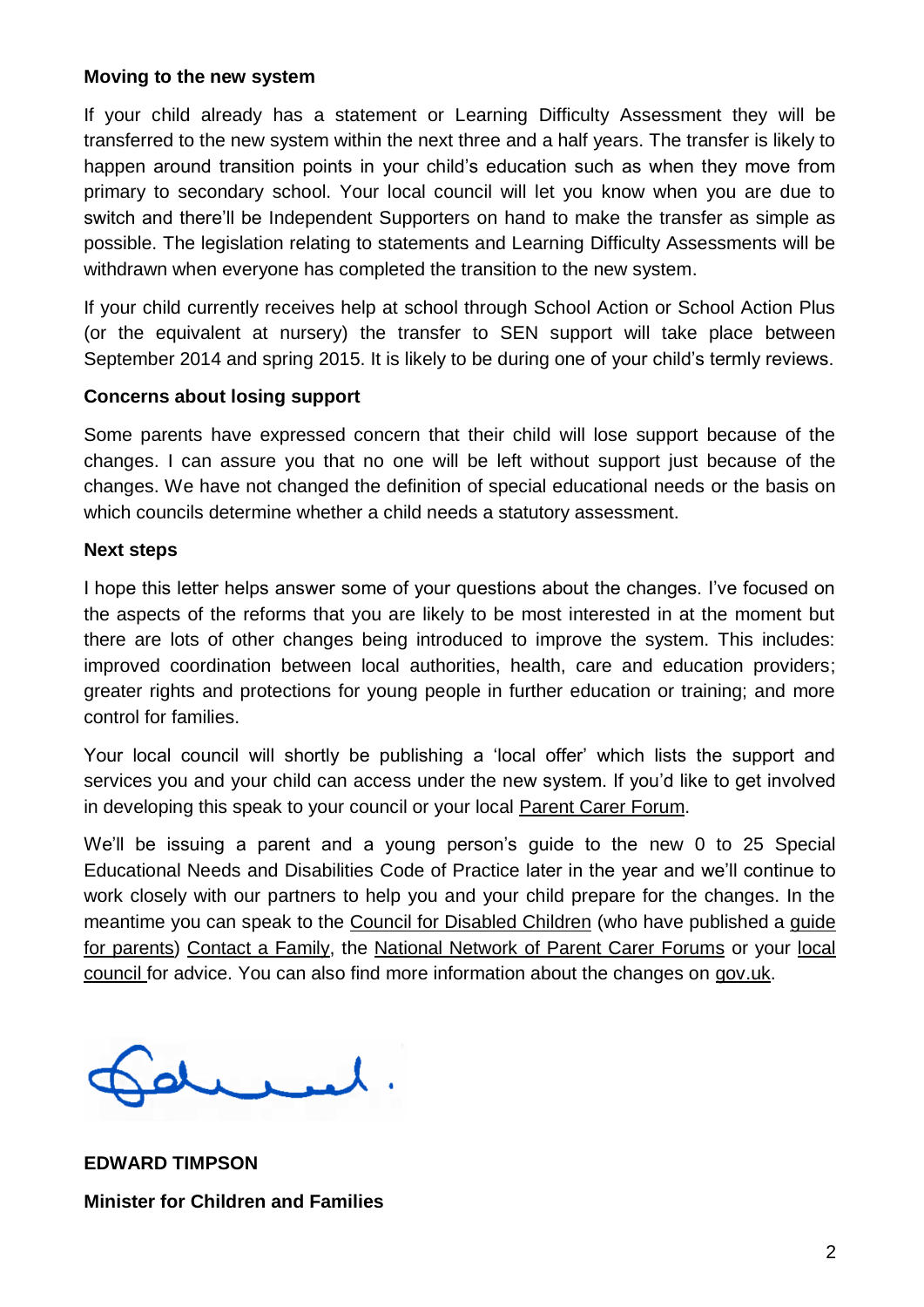**Moving to the new system**

If your child already has a statement or Learning Difficulty Assessment they will be transferred to the new system within the next three and a half years. The transfer is likely to happen around transition points in your child's education such as when they move from primary to secondary school. Your local council will let you know when you are due to switch and there'll be Independent Supporters on hand to make the transfer as simple as possible. The legislation relating to statements and Learning Difficulty Assessments will be withdrawn when everyone has completed the transition to the new system.

If your child currently receives help at school through School Action or School Action Plus (or the equivalent at nursery) the transfer to SEN support will take place between September 2014 and spring 2015. It is likely to be during one of your child's termly reviews.

**Concerns about losing support**

Some parents have expressed concern that their child will lose support because of the changes. I can assure you that no one will be left without support just because of the changes. We have not changed the definition of special educational needs or the basis on which councils determine whether a child needs a statutory assessment.

**Next steps**

I hope this letter helps answer some of your questions about the changes. I've focused on the aspects of the reforms that you are likely to be most interested in at the moment but there are lots of other changes being introduced to improve the system. This includes: improved coordination between local authorities, health, care and education providers; greater rights and protections for young people in further education or training; and more control for families.

Your local council will shortly be publishing a 'local offer' which lists the support and services you and your child can access under the new system. If you'd like to get involved in developing this speak to your council or your local Parent Carer Forum.

We'll be issuing a parent and a young person's guide to the new 0 to 25 Special Educational Needs and Disabilities Code of Practice later in the year and we'll continue to work closely with our partners to help you and your child prepare for the changes. In the meantime you can speak to the Council for Disabled Children (who have published a guide for parents) Contact a Family, the National Network of Parent Carer Forums or your local council for advice. You can also find more information about the changes on gov.uk.

**EDWARD TIMPSON**

**Minister for Children and Families**